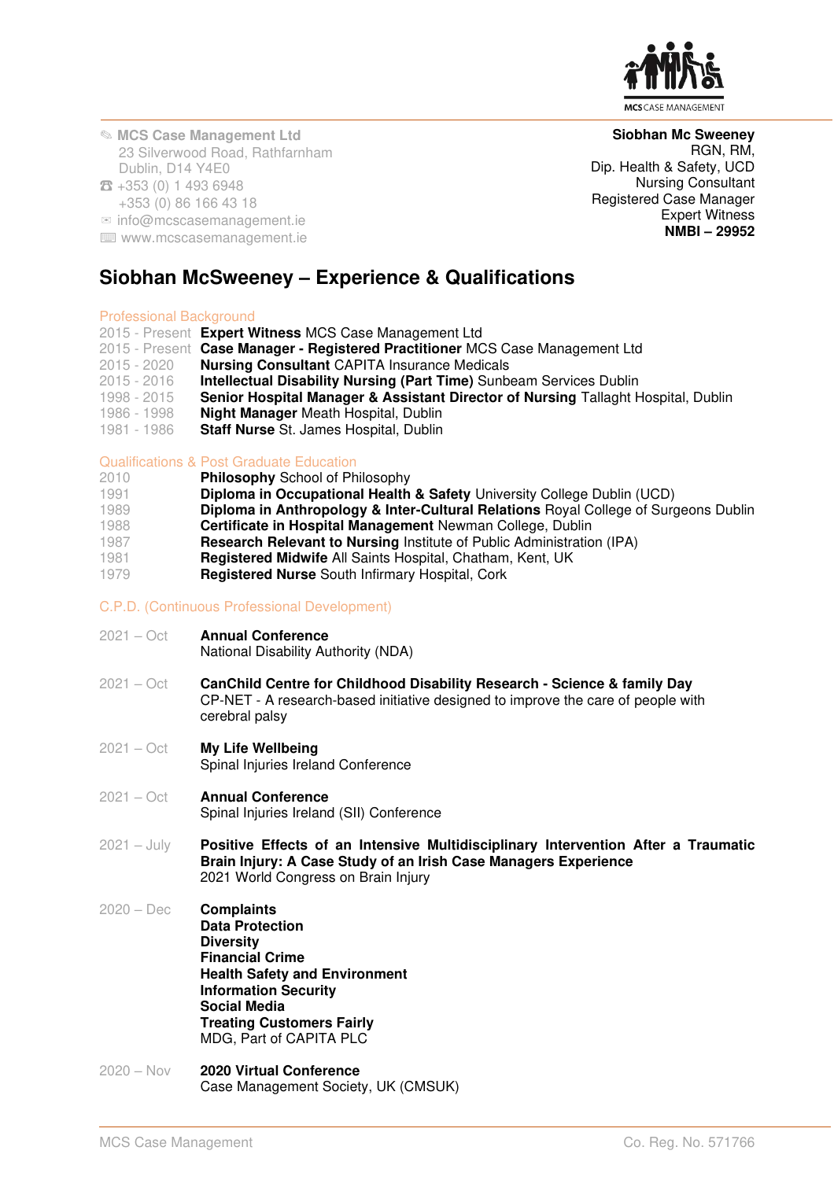MCS CASE MANAGEMENT

✎ **MCS Case Management Ltd**
23 Silverwood Road, Rathfarnham
Dublin, D14 Y4E0
☎ +353 (0) 1 493 6948
+353 (0) 86 166 43 18
✉ info@mcscasemanagement.ie
www.mcscasemanagement.ie

**Siobhan Mc Sweeney**
RGN, RM,
Dip. Health & Safety, UCD
Nursing Consultant
Registered Case Manager
Expert Witness
**NMBI – 29952**

# Siobhan McSweeney – Experience & Qualifications

## Professional Background

| | |
|---|---|
| 2015 - Present | **Expert Witness** MCS Case Management Ltd |
| 2015 - Present | **Case Manager - Registered Practitioner** MCS Case Management Ltd |
| 2015 - 2020 | **Nursing Consultant** CAPITA Insurance Medicals |
| 2015 - 2016 | **Intellectual Disability Nursing (Part Time)** Sunbeam Services Dublin |
| 1998 - 2015 | **Senior Hospital Manager & Assistant Director of Nursing** Tallaght Hospital, Dublin |
| 1986 - 1998 | **Night Manager** Meath Hospital, Dublin |
| 1981 - 1986 | **Staff Nurse** St. James Hospital, Dublin |

## Qualifications & Post Graduate Education

| | |
|---|---|
| 2010 | **Philosophy** School of Philosophy |
| 1991 | **Diploma in Occupational Health & Safety** University College Dublin (UCD) |
| 1989 | **Diploma in Anthropology & Inter-Cultural Relations** Royal College of Surgeons Dublin |
| 1988 | **Certificate in Hospital Management** Newman College, Dublin |
| 1987 | **Research Relevant to Nursing** Institute of Public Administration (IPA) |
| 1981 | **Registered Midwife** All Saints Hospital, Chatham, Kent, UK |
| 1979 | **Registered Nurse** South Infirmary Hospital, Cork |

## C.P.D. (Continuous Professional Development)

2021 – Oct
**Annual Conference**
National Disability Authority (NDA)

2021 – Oct
**CanChild Centre for Childhood Disability Research - Science & family Day**
CP-NET - A research-based initiative designed to improve the care of people with cerebral palsy

2021 – Oct
**My Life Wellbeing**
Spinal Injuries Ireland Conference

2021 – Oct
**Annual Conference**
Spinal Injuries Ireland (SII) Conference

2021 – July
**Positive Effects of an Intensive Multidisciplinary Intervention After a Traumatic Brain Injury: A Case Study of an Irish Case Managers Experience**
2021 World Congress on Brain Injury

2020 – Dec
**Complaints**
**Data Protection**
**Diversity**
**Financial Crime**
**Health Safety and Environment**
**Information Security**
**Social Media**
**Treating Customers Fairly**
MDG, Part of CAPITA PLC

2020 – Nov
**2020 Virtual Conference**
Case Management Society, UK (CMSUK)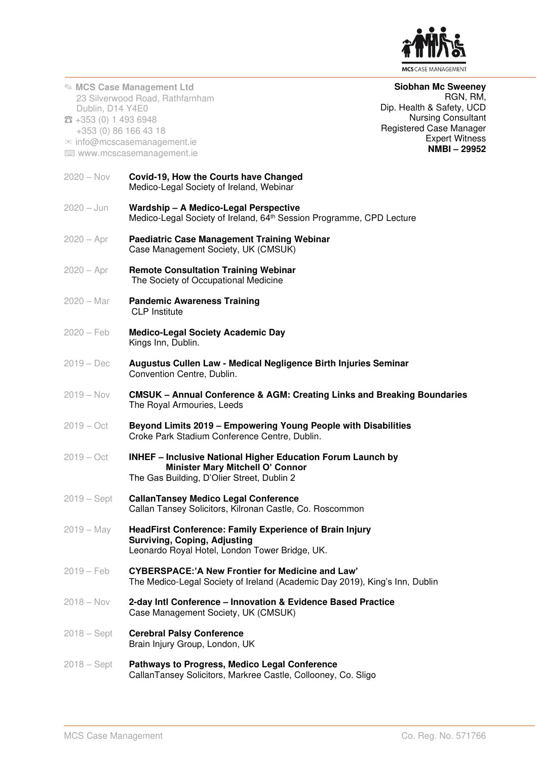MCS Case Management Ltd
23 Silverwood Road, Rathfarnham
Dublin, D14 Y4E0
☎ +353 (0) 1 493 6948
+353 (0) 86 166 43 18
✉ info@mcscasemanagement.ie
www.mcscasemanagement.ie

**Siobhan Mc Sweeney**
RGN, RM,
Dip. Health & Safety, UCD
Nursing Consultant
Registered Case Manager
Expert Witness
**NMBI – 29952**

2020 – Nov **Covid-19, How the Courts have Changed**
Medico-Legal Society of Ireland, Webinar

2020 – Jun **Wardship – A Medico-Legal Perspective**
Medico-Legal Society of Ireland, 64th Session Programme, CPD Lecture

2020 – Apr **Paediatric Case Management Training Webinar**
Case Management Society, UK (CMSUK)

2020 – Apr **Remote Consultation Training Webinar**
The Society of Occupational Medicine

2020 – Mar **Pandemic Awareness Training**
CLP Institute

2020 – Feb **Medico-Legal Society Academic Day**
Kings Inn, Dublin.

2019 – Dec **Augustus Cullen Law - Medical Negligence Birth Injuries Seminar**
Convention Centre, Dublin.

2019 – Nov **CMSUK – Annual Conference & AGM: Creating Links and Breaking Boundaries**
The Royal Armouries, Leeds

2019 – Oct **Beyond Limits 2019 – Empowering Young People with Disabilities**
Croke Park Stadium Conference Centre, Dublin.

2019 – Oct **INHEF – Inclusive National Higher Education Forum Launch by Minister Mary Mitchell O' Connor**
The Gas Building, D'Olier Street, Dublin 2

2019 – Sept **CallanTansey Medico Legal Conference**
Callan Tansey Solicitors, Kilronan Castle, Co. Roscommon

2019 – May **HeadFirst Conference: Family Experience of Brain Injury Surviving, Coping, Adjusting**
Leonardo Royal Hotel, London Tower Bridge, UK.

2019 – Feb **CYBERSPACE:'A New Frontier for Medicine and Law'**
The Medico-Legal Society of Ireland (Academic Day 2019), King's Inn, Dublin

2018 – Nov **2-day Intl Conference – Innovation & Evidence Based Practice**
Case Management Society, UK (CMSUK)

2018 – Sept **Cerebral Palsy Conference**
Brain Injury Group, London, UK

2018 – Sept **Pathways to Progress, Medico Legal Conference**
CallanTansey Solicitors, Markree Castle, Collooney, Co. Sligo

MCS Case Management Co. Reg. No. 571766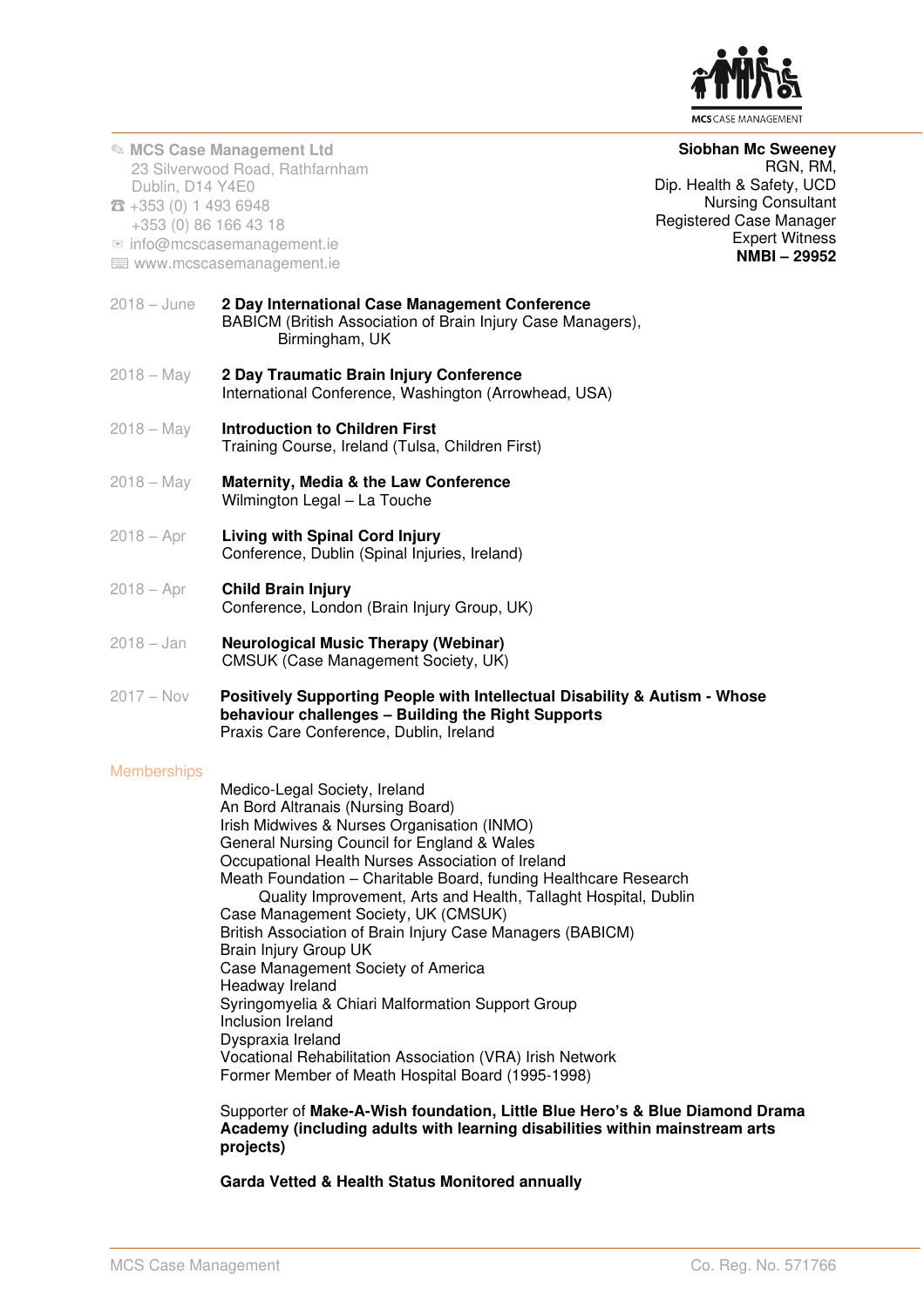MCS Case Management Ltd
23 Silverwood Road, Rathfarnham
Dublin, D14 Y4E0
+353 (0) 1 493 6948
+353 (0) 86 166 43 18
info@mcscasemanagement.ie
www.mcscasemanagement.ie

**Siobhan Mc Sweeney**
RGN, RM,
Dip. Health & Safety, UCD
Nursing Consultant
Registered Case Manager
Expert Witness
**NMBI – 29952**

| | |
|---|---|
| 2018 – June | **2 Day International Case Management Conference**<br>BABICM (British Association of Brain Injury Case Managers), Birmingham, UK |
| 2018 – May | **2 Day Traumatic Brain Injury Conference**<br>International Conference, Washington (Arrowhead, USA) |
| 2018 – May | **Introduction to Children First**<br>Training Course, Ireland (Tulsa, Children First) |
| 2018 – May | **Maternity, Media & the Law Conference**<br>Wilmington Legal – La Touche |
| 2018 – Apr | **Living with Spinal Cord Injury**<br>Conference, Dublin (Spinal Injuries, Ireland) |
| 2018 – Apr | **Child Brain Injury**<br>Conference, London (Brain Injury Group, UK) |
| 2018 – Jan | **Neurological Music Therapy (Webinar)**<br>CMSUK (Case Management Society, UK) |
| 2017 – Nov | **Positively Supporting People with Intellectual Disability & Autism - Whose behaviour challenges – Building the Right Supports**<br>Praxis Care Conference, Dublin, Ireland |

## Memberships

Medico-Legal Society, Ireland
An Bord Altranais (Nursing Board)
Irish Midwives & Nurses Organisation (INMO)
General Nursing Council for England & Wales
Occupational Health Nurses Association of Ireland
Meath Foundation – Charitable Board, funding Healthcare Research
Quality Improvement, Arts and Health, Tallaght Hospital, Dublin
Case Management Society, UK (CMSUK)
British Association of Brain Injury Case Managers (BABICM)
Brain Injury Group UK
Case Management Society of America
Headway Ireland
Syringomyelia & Chiari Malformation Support Group
Inclusion Ireland
Dyspraxia Ireland
Vocational Rehabilitation Association (VRA) Irish Network
Former Member of Meath Hospital Board (1995-1998)

Supporter of **Make-A-Wish foundation, Little Blue Hero's & Blue Diamond Drama Academy (including adults with learning disabilities within mainstream arts projects)**

**Garda Vetted & Health Status Monitored annually**